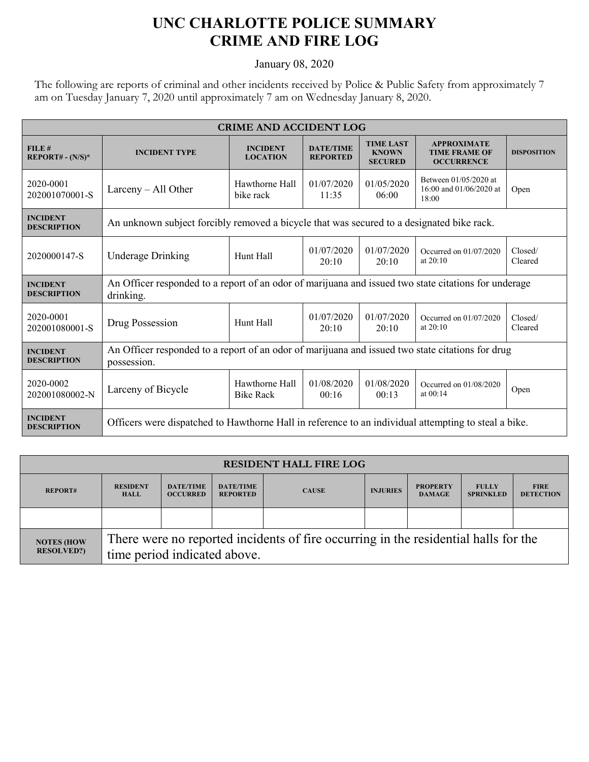# UNC CHARLOTTE POLICE SUMMARY
# CRIME AND FIRE LOG

January 08, 2020

The following are reports of criminal and other incidents received by Police & Public Safety from approximately 7 am on Tuesday January 7, 2020 until approximately 7 am on Wednesday January 8, 2020.

| CRIME AND ACCIDENT LOG | | | | | | |
|---|---|---|---|---|---|---|
| **FILE # REPORT# - (N/S)*** | **INCIDENT TYPE** | **INCIDENT LOCATION** | **DATE/TIME REPORTED** | **TIME LAST KNOWN SECURED** | **APPROXIMATE TIME FRAME OF OCCURRENCE** | **DISPOSITION** |
| 2020-0001 202001070001-S | Larceny – All Other | Hawthorne Hall bike rack | 01/07/2020 11:35 | 01/05/2020 06:00 | Between 01/05/2020 at 16:00 and 01/06/2020 at 18:00 | Open |
| **INCIDENT DESCRIPTION** | An unknown subject forcibly removed a bicycle that was secured to a designated bike rack. | | | | | |
| 2020000147-S | Underage Drinking | Hunt Hall | 01/07/2020 20:10 | 01/07/2020 20:10 | Occurred on 01/07/2020 at 20:10 | Closed/ Cleared |
| **INCIDENT DESCRIPTION** | An Officer responded to a report of an odor of marijuana and issued two state citations for underage drinking. | | | | | |
| 2020-0001 202001080001-S | Drug Possession | Hunt Hall | 01/07/2020 20:10 | 01/07/2020 20:10 | Occurred on 01/07/2020 at 20:10 | Closed/ Cleared |
| **INCIDENT DESCRIPTION** | An Officer responded to a report of an odor of marijuana and issued two state citations for drug possession. | | | | | |
| 2020-0002 202001080002-N | Larceny of Bicycle | Hawthorne Hall Bike Rack | 01/08/2020 00:16 | 01/08/2020 00:13 | Occurred on 01/08/2020 at 00:14 | Open |
| **INCIDENT DESCRIPTION** | Officers were dispatched to Hawthorne Hall in reference to an individual attempting to steal a bike. | | | | | |

| RESIDENT HALL FIRE LOG | | | | | | | | |
|---|---|---|---|---|---|---|---|---|
| **REPORT#** | **RESIDENT HALL** | **DATE/TIME OCCURRED** | **DATE/TIME REPORTED** | **CAUSE** | **INJURIES** | **PROPERTY DAMAGE** | **FULLY SPRINKLED** | **FIRE DETECTION** |
| | | | | | | | | |
| **NOTES (HOW RESOLVED?)** | There were no reported incidents of fire occurring in the residential halls for the time period indicated above. | | | | | | | |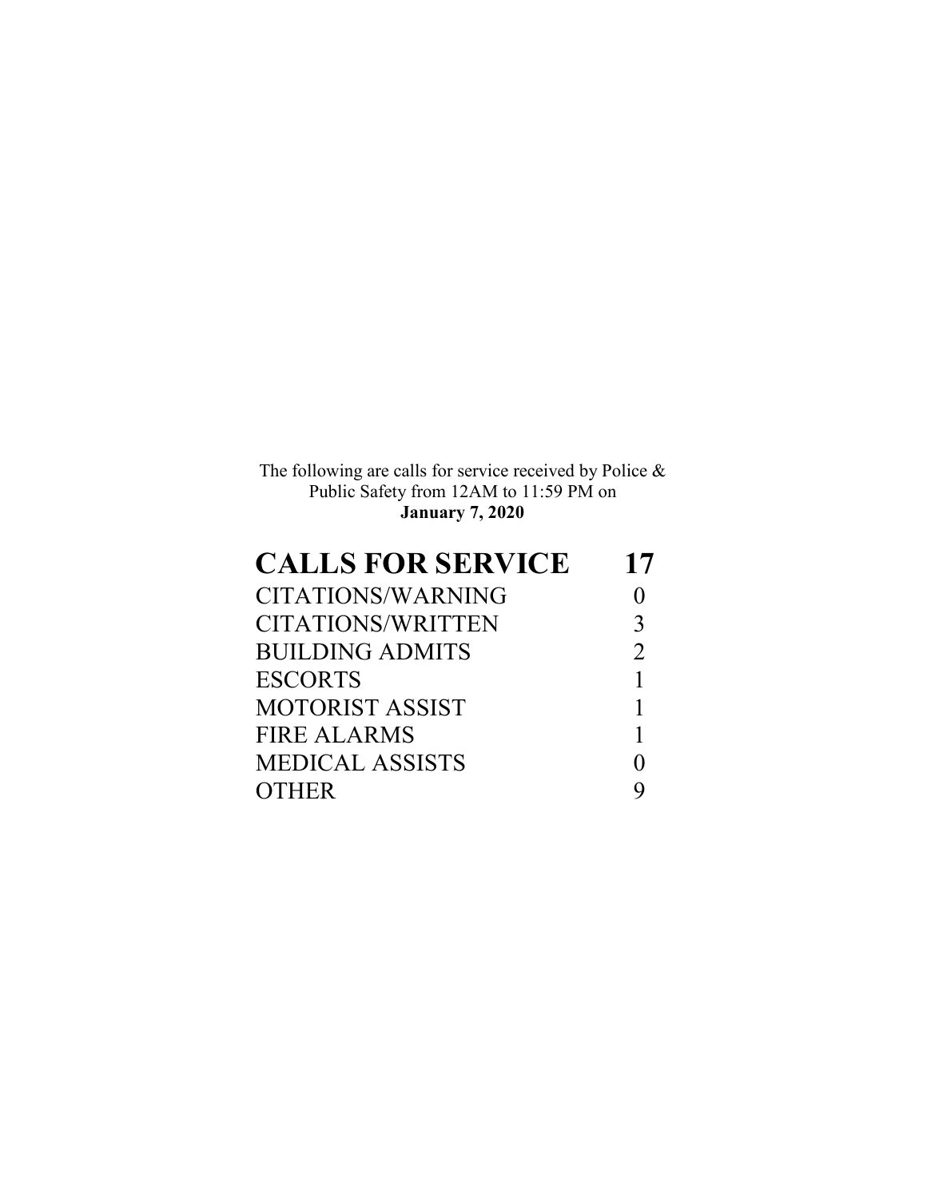The following are calls for service received by Police & Public Safety from 12AM to 11:59 PM on
**January 7, 2020**

| **CALLS FOR SERVICE** | **17** |
|---|---|
| CITATIONS/WARNING | 0 |
| CITATIONS/WRITTEN | 3 |
| BUILDING ADMITS | 2 |
| ESCORTS | 1 |
| MOTORIST ASSIST | 1 |
| FIRE ALARMS | 1 |
| MEDICAL ASSISTS | 0 |
| OTHER | 9 |